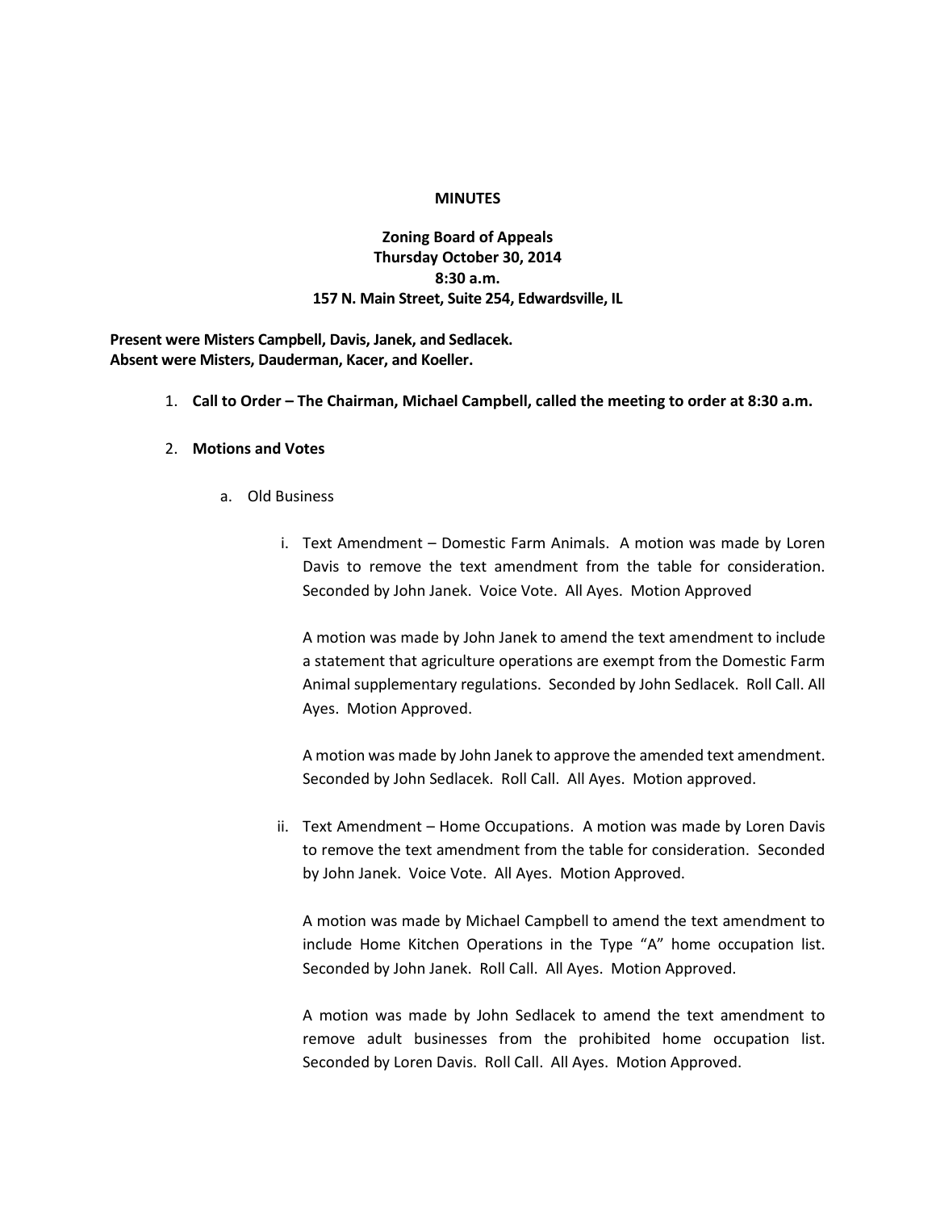**MINUTES**

**Zoning Board of Appeals**
**Thursday October 30, 2014**
**8:30 a.m.**
**157 N. Main Street, Suite 254, Edwardsville, IL**

**Present were Misters Campbell, Davis, Janek, and Sedlacek.**
**Absent were Misters, Dauderman, Kacer, and Koeller.**

1. **Call to Order – The Chairman, Michael Campbell, called the meeting to order at 8:30 a.m.**

2. **Motions and Votes**

   a. Old Business

      i. Text Amendment – Domestic Farm Animals. A motion was made by Loren Davis to remove the text amendment from the table for consideration. Seconded by John Janek. Voice Vote. All Ayes. Motion Approved

         A motion was made by John Janek to amend the text amendment to include a statement that agriculture operations are exempt from the Domestic Farm Animal supplementary regulations. Seconded by John Sedlacek. Roll Call. All Ayes. Motion Approved.

         A motion was made by John Janek to approve the amended text amendment. Seconded by John Sedlacek. Roll Call. All Ayes. Motion approved.

      ii. Text Amendment – Home Occupations. A motion was made by Loren Davis to remove the text amendment from the table for consideration. Seconded by John Janek. Voice Vote. All Ayes. Motion Approved.

          A motion was made by Michael Campbell to amend the text amendment to include Home Kitchen Operations in the Type "A" home occupation list. Seconded by John Janek. Roll Call. All Ayes. Motion Approved.

          A motion was made by John Sedlacek to amend the text amendment to remove adult businesses from the prohibited home occupation list. Seconded by Loren Davis. Roll Call. All Ayes. Motion Approved.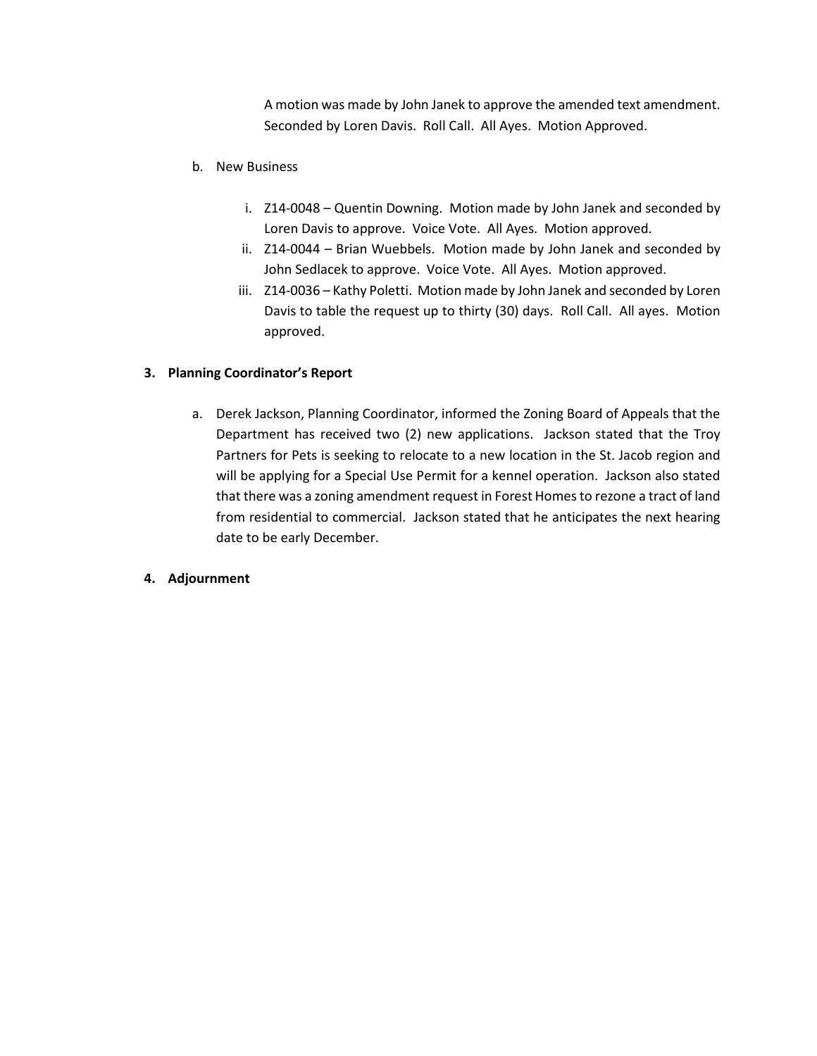A motion was made by John Janek to approve the amended text amendment. Seconded by Loren Davis. Roll Call. All Ayes. Motion Approved.

b. New Business

   i. Z14-0048 – Quentin Downing. Motion made by John Janek and seconded by Loren Davis to approve. Voice Vote. All Ayes. Motion approved.
   ii. Z14-0044 – Brian Wuebbels. Motion made by John Janek and seconded by John Sedlacek to approve. Voice Vote. All Ayes. Motion approved.
   iii. Z14-0036 – Kathy Poletti. Motion made by John Janek and seconded by Loren Davis to table the request up to thirty (30) days. Roll Call. All ayes. Motion approved.

**3. Planning Coordinator's Report**

a. Derek Jackson, Planning Coordinator, informed the Zoning Board of Appeals that the Department has received two (2) new applications. Jackson stated that the Troy Partners for Pets is seeking to relocate to a new location in the St. Jacob region and will be applying for a Special Use Permit for a kennel operation. Jackson also stated that there was a zoning amendment request in Forest Homes to rezone a tract of land from residential to commercial. Jackson stated that he anticipates the next hearing date to be early December.

**4. Adjournment**